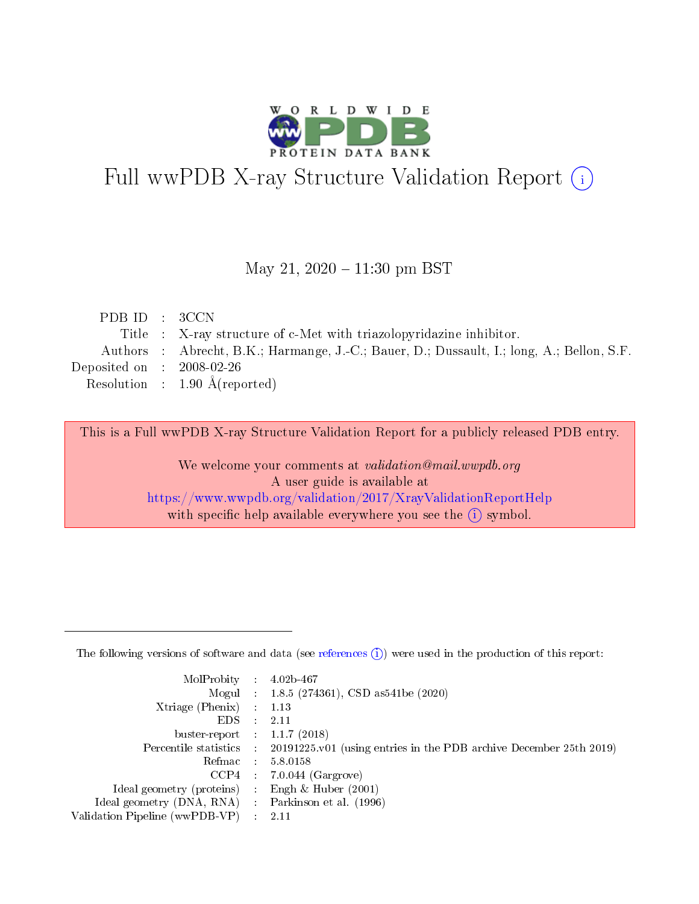# Full wwPDB X-ray Structure Validation Report (i)

May 21, 2020 – 11:30 pm BST

| | | |
|---|---|---|
| PDB ID | : | 3CCN |
| Title | : | X-ray structure of c-Met with triazolopyridazine inhibitor. |
| Authors | : | Abrecht, B.K.; Harmange, J.-C.; Bauer, D.; Dussault, I.; long, A.; Bellon, S.F. |
| Deposited on | : | 2008-02-26 |
| Resolution | : | 1.90 Å(reported) |

This is a Full wwPDB X-ray Structure Validation Report for a publicly released PDB entry.

We welcome your comments at *validation@mail.wwpdb.org*
A user guide is available at
https://www.wwpdb.org/validation/2017/XrayValidationReportHelp
with specific help available everywhere you see the (i) symbol.

---

The following versions of software and data (see references (i)) were used in the production of this report:

| | | |
|---|---|---|
| MolProbity | : | 4.02b-467 |
| Mogul | : | 1.8.5 (274361), CSD as541be (2020) |
| Xtriage (Phenix) | : | 1.13 |
| EDS | : | 2.11 |
| buster-report | : | 1.1.7 (2018) |
| Percentile statistics | : | 20191225.v01 (using entries in the PDB archive December 25th 2019) |
| Refmac | : | 5.8.0158 |
| CCP4 | : | 7.0.044 (Gargrove) |
| Ideal geometry (proteins) | : | Engh & Huber (2001) |
| Ideal geometry (DNA, RNA) | : | Parkinson et al. (1996) |
| Validation Pipeline (wwPDB-VP) | : | 2.11 |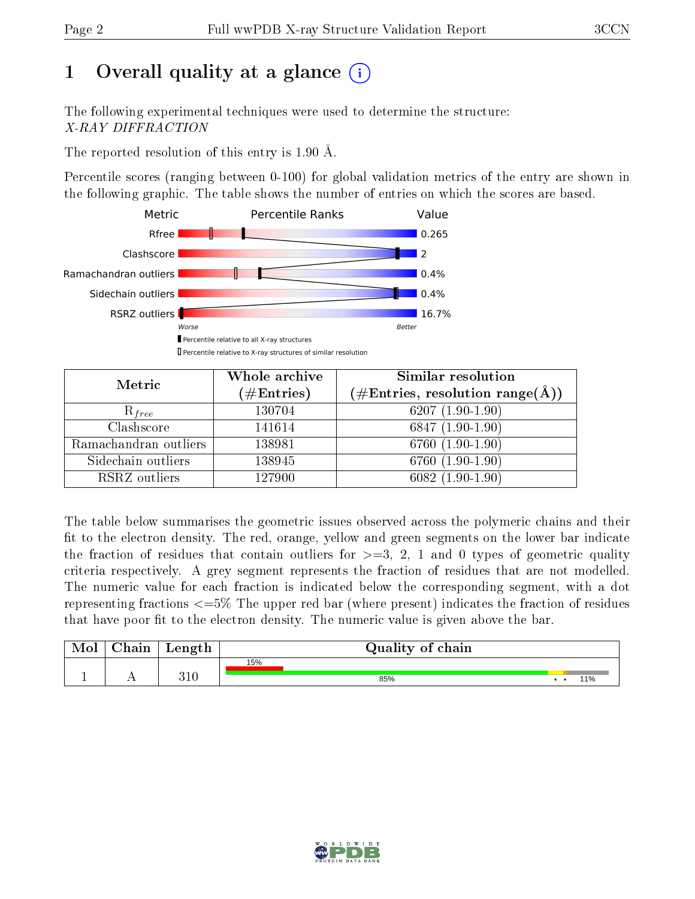# 1 Overall quality at a glance (i)

The following experimental techniques were used to determine the structure:
*X-RAY DIFFRACTION*

The reported resolution of this entry is 1.90 Å.

Percentile scores (ranging between 0-100) for global validation metrics of the entry are shown in the following graphic. The table shows the number of entries on which the scores are based.

| Metric | Value |
|---|---|
| Rfree | 0.265 |
| Clashscore | 2 |
| Ramachandran outliers | 0.4% |
| Sidechain outliers | 0.4% |
| RSRZ outliers | 16.7% |

Worse — Better

▮ Percentile relative to all X-ray structures
▯ Percentile relative to X-ray structures of similar resolution

| Metric | Whole archive (#Entries) | Similar resolution (#Entries, resolution range(Å)) |
|---|---|---|
| $R_{free}$ | 130704 | 6207 (1.90-1.90) |
| Clashscore | 141614 | 6847 (1.90-1.90) |
| Ramachandran outliers | 138981 | 6760 (1.90-1.90) |
| Sidechain outliers | 138945 | 6760 (1.90-1.90) |
| RSRZ outliers | 127900 | 6082 (1.90-1.90) |

The table below summarises the geometric issues observed across the polymeric chains and their fit to the electron density. The red, orange, yellow and green segments on the lower bar indicate the fraction of residues that contain outliers for >=3, 2, 1 and 0 types of geometric quality criteria respectively. A grey segment represents the fraction of residues that are not modelled. The numeric value for each fraction is indicated below the corresponding segment, with a dot representing fractions <=5% The upper red bar (where present) indicates the fraction of residues that have poor fit to the electron density. The numeric value is given above the bar.

| Mol | Chain | Length | Quality of chain |
|---|---|---|---|
| 1 | A | 310 | 15% (upper bar); 85% • • 11% |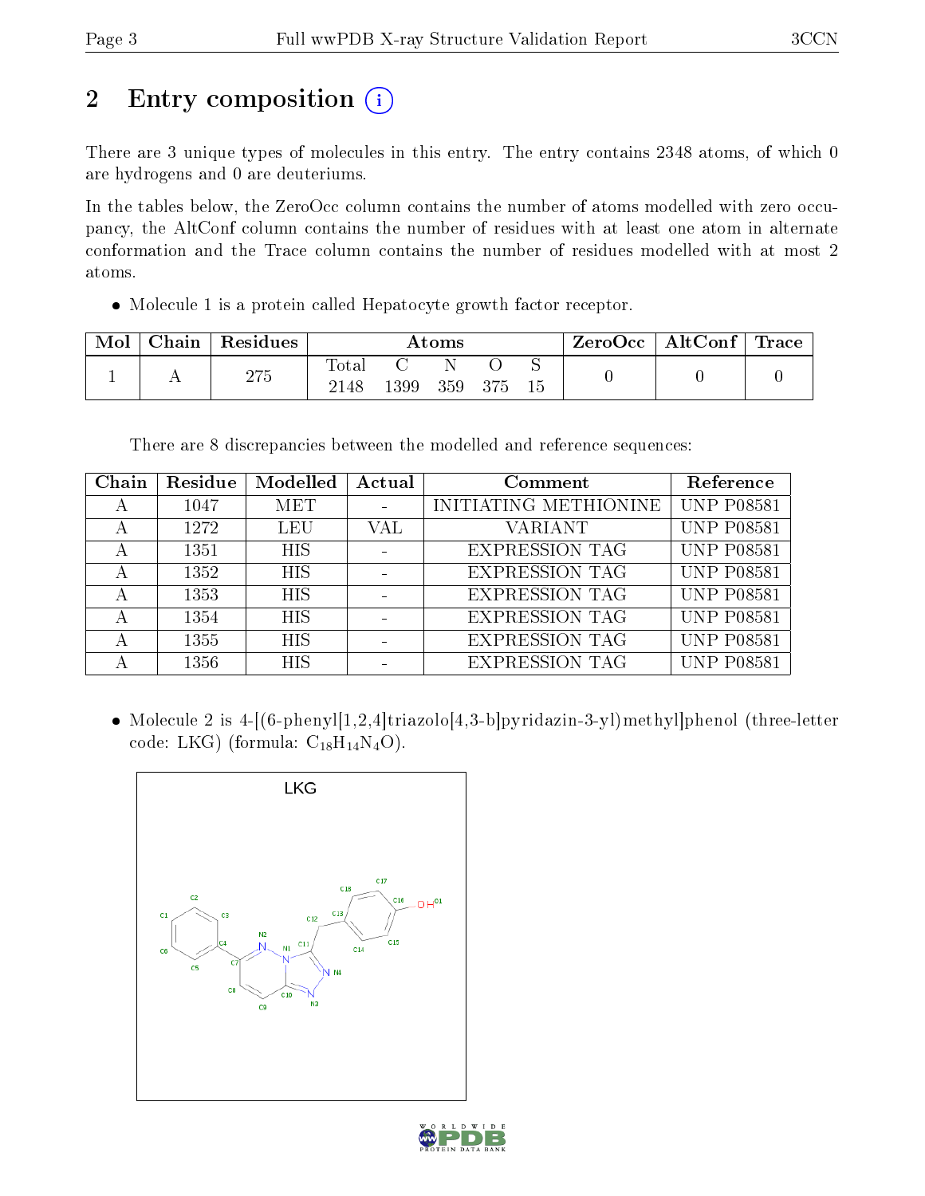## 2 Entry composition

There are 3 unique types of molecules in this entry. The entry contains 2348 atoms, of which 0 are hydrogens and 0 are deuteriums.

In the tables below, the ZeroOcc column contains the number of atoms modelled with zero occupancy, the AltConf column contains the number of residues with at least one atom in alternate conformation and the Trace column contains the number of residues modelled with at most 2 atoms.

- Molecule 1 is a protein called Hepatocyte growth factor receptor.

| Mol | Chain | Residues | Atoms | | | | | ZeroOcc | AltConf | Trace |
|---|---|---|---|---|---|---|---|---|---|---|
| | | | Total | C | N | O | S | | | |
| 1 | A | 275 | 2148 | 1399 | 359 | 375 | 15 | 0 | 0 | 0 |

There are 8 discrepancies between the modelled and reference sequences:

| Chain | Residue | Modelled | Actual | Comment | Reference |
|---|---|---|---|---|---|
| A | 1047 | MET | - | INITIATING METHIONINE | UNP P08581 |
| A | 1272 | LEU | VAL | VARIANT | UNP P08581 |
| A | 1351 | HIS | - | EXPRESSION TAG | UNP P08581 |
| A | 1352 | HIS | - | EXPRESSION TAG | UNP P08581 |
| A | 1353 | HIS | - | EXPRESSION TAG | UNP P08581 |
| A | 1354 | HIS | - | EXPRESSION TAG | UNP P08581 |
| A | 1355 | HIS | - | EXPRESSION TAG | UNP P08581 |
| A | 1356 | HIS | - | EXPRESSION TAG | UNP P08581 |

- Molecule 2 is 4-[(6-phenyl[1,2,4]triazolo[4,3-b]pyridazin-3-yl)methyl]phenol (three-letter code: LKG) (formula: $C_{18}H_{14}N_4O$).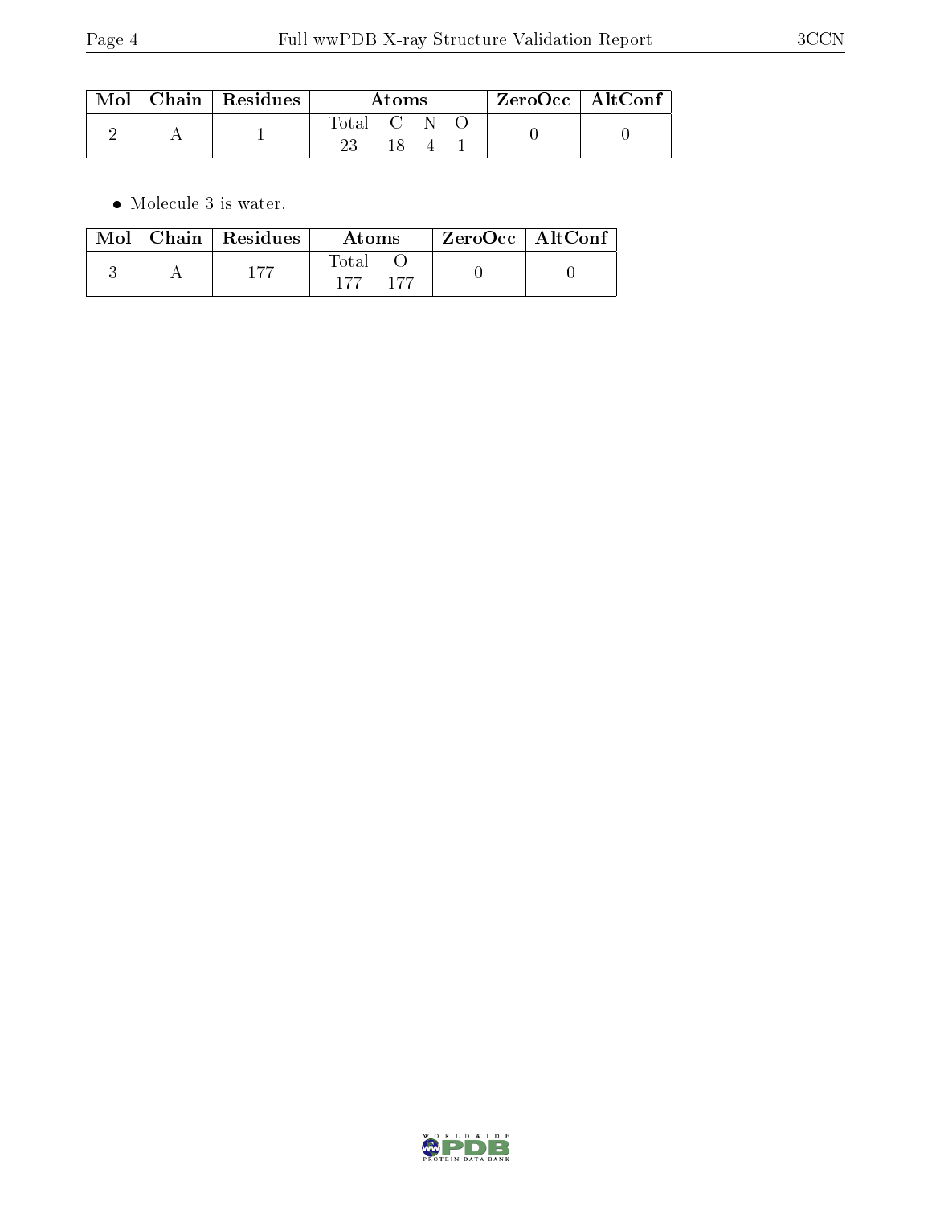| Mol | Chain | Residues | Atoms | | | | ZeroOcc | AltConf |
|---|---|---|---|---|---|---|---|---|
| | | | Total | C | N | O | | |
| 2 | A | 1 | 23 | 18 | 4 | 1 | 0 | 0 |

- Molecule 3 is water.

| Mol | Chain | Residues | Atoms | | ZeroOcc | AltConf |
|---|---|---|---|---|---|---|
| | | | Total | O | | |
| 3 | A | 177 | 177 | 177 | 0 | 0 |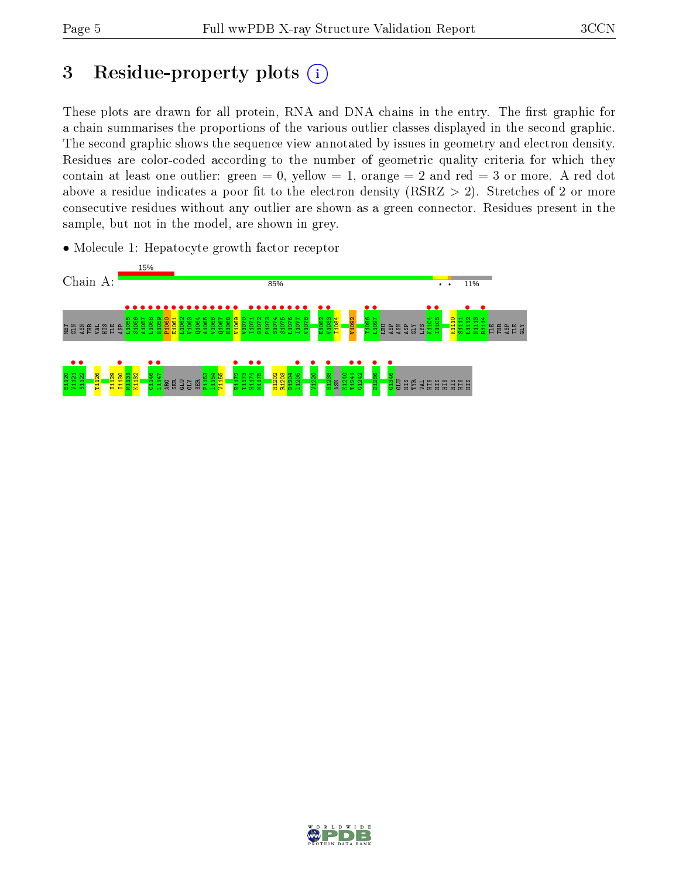# 3 Residue-property plots

These plots are drawn for all protein, RNA and DNA chains in the entry. The first graphic for a chain summarises the proportions of the various outlier classes displayed in the second graphic. The second graphic shows the sequence view annotated by issues in geometry and electron density. Residues are color-coded according to the number of geometric quality criteria for which they contain at least one outlier: green = 0, yellow = 1, orange = 2 and red = 3 or more. A red dot above a residue indicates a poor fit to the electron density (RSRZ > 2). Stretches of 2 or more consecutive residues without any outlier are shown as a green connector. Residues present in the sample, but not in the model, are shown in grey.

- Molecule 1: Hepatocyte growth factor receptor

Chain A: 15% | 85% | 11%

MET GLN ASN THR VAL HIS ILE ASP L1055 S1056 A1057 L1058 N1059 P1060 E1061 L1062 V1063 Q1064 A1065 V1066 Q1067 H1068 V1069 V1070 I1071 G1072 P1073 S1074 S1075 L1076 I1077 V1078 H1082 V1083 I1084 V1092 T1096 L1097 LEU ASP ASN ASP GLY LYS K1104 I1105 K1110 S1111 L1112 N1113 R1114 ILE THR ASP ILE GLY

E1120 V1121 S1122 T1126 I1129 I1130 M1131 K1132 C1146 L1147 ARG SER GLU GLY SER P1153 L1154 V1155 E1172 T1173 H1174 N1175 H1202 R1203 D1204 L1205 V1220 H1238 ASN K1240 T1241 G1242 D1286 G1346 GLU HIS TYR VAL HIS HIS HIS HIS HIS HIS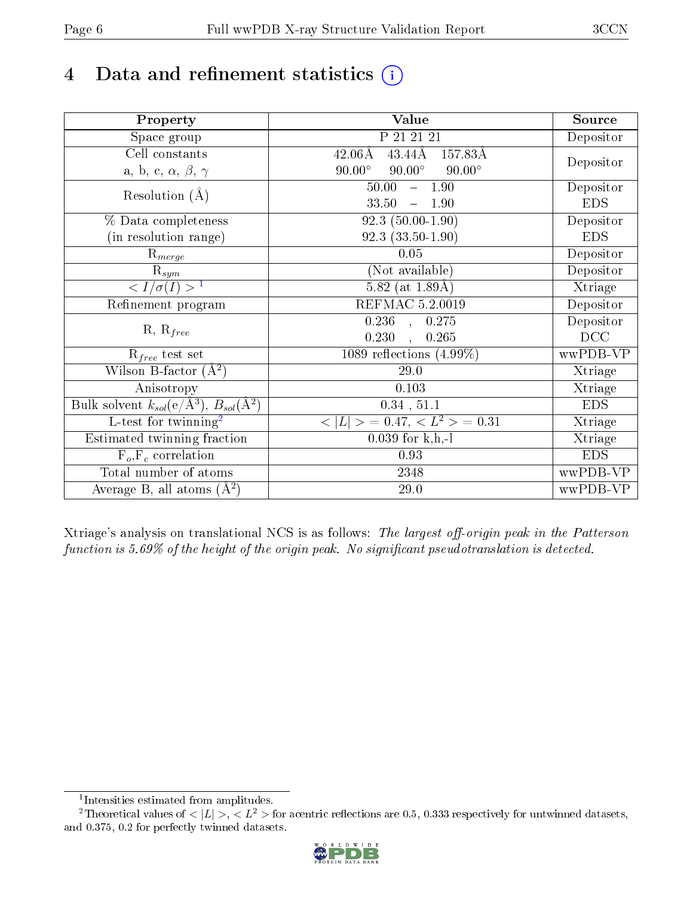# 4 Data and refinement statistics (i)

| Property | Value | Source |
|---|---|---|
| Space group | P 21 21 21 | Depositor |
| Cell constants<br>a, b, c, $\alpha$, $\beta$, $\gamma$ | 42.06Å 43.44Å 157.83Å<br>90.00° 90.00° 90.00° | Depositor |
| Resolution (Å) | 50.00 – 1.90<br>33.50 – 1.90 | Depositor<br>EDS |
| % Data completeness<br>(in resolution range) | 92.3 (50.00-1.90)<br>92.3 (33.50-1.90) | Depositor<br>EDS |
| $R_{merge}$ | 0.05 | Depositor |
| $R_{sym}$ | (Not available) | Depositor |
| $< I/\sigma(I) >$ [1] | 5.82 (at 1.89Å) | Xtriage |
| Refinement program | REFMAC 5.2.0019 | Depositor |
| R, $R_{free}$ | 0.236 , 0.275<br>0.230 , 0.265 | Depositor<br>DCC |
| $R_{free}$ test set | 1089 reflections (4.99%) | wwPDB-VP |
| Wilson B-factor (Å$^2$) | 29.0 | Xtriage |
| Anisotropy | 0.103 | Xtriage |
| Bulk solvent $k_{sol}$(e/Å$^3$), $B_{sol}$(Å$^2$) | 0.34 , 51.1 | EDS |
| L-test for twinning[2] | $< \|L\| >$ = 0.47, $< L^2 >$ = 0.31 | Xtriage |
| Estimated twinning fraction | 0.039 for k,h,-l | Xtriage |
| $F_o$,$F_c$ correlation | 0.93 | EDS |
| Total number of atoms | 2348 | wwPDB-VP |
| Average B, all atoms (Å$^2$) | 29.0 | wwPDB-VP |

Xtriage's analysis on translational NCS is as follows: *The largest off-origin peak in the Patterson function is 5.69% of the height of the origin peak. No significant pseudotranslation is detected.*

[1] Intensities estimated from amplitudes.

[2] Theoretical values of $< |L| >$, $< L^2 >$ for acentric reflections are 0.5, 0.333 respectively for untwinned datasets, and 0.375, 0.2 for perfectly twinned datasets.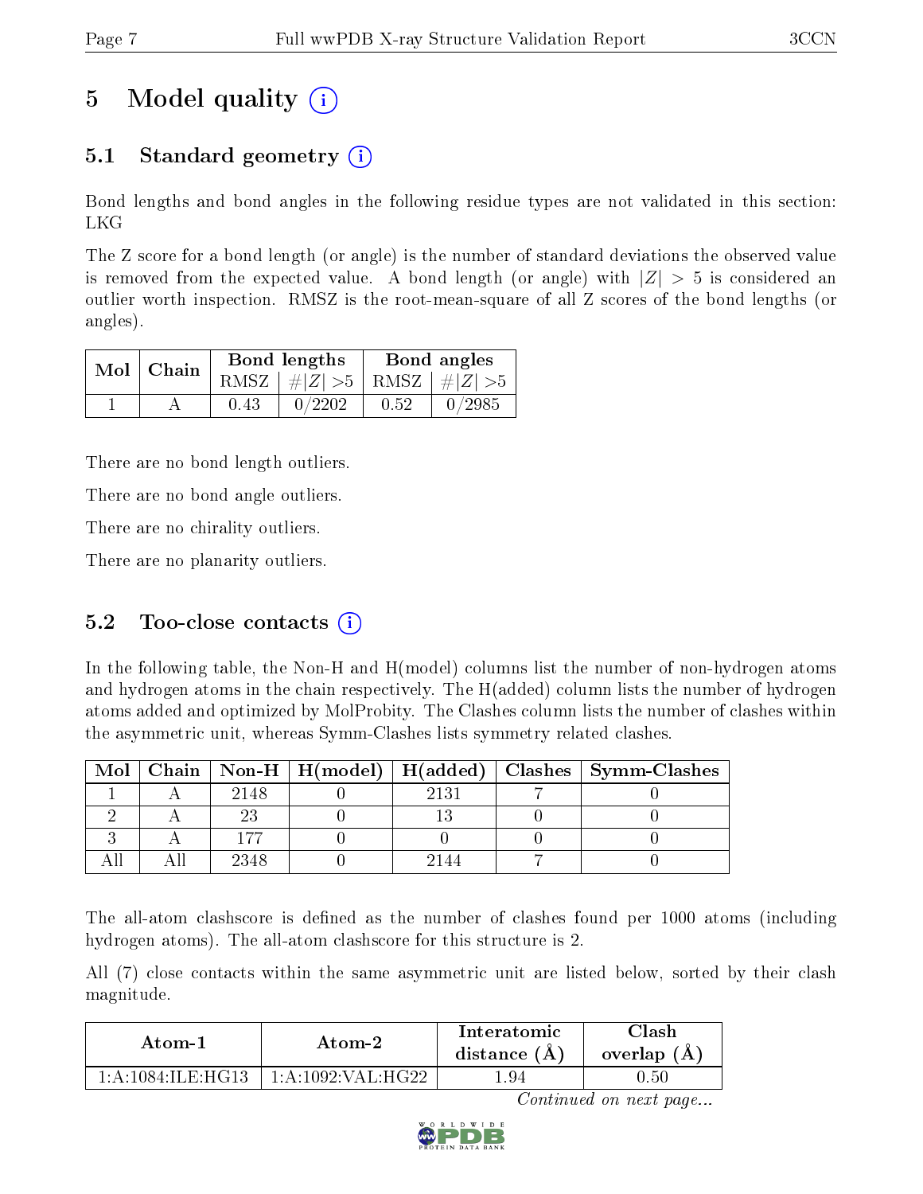# 5 Model quality

## 5.1 Standard geometry

Bond lengths and bond angles in the following residue types are not validated in this section: LKG

The Z score for a bond length (or angle) is the number of standard deviations the observed value is removed from the expected value. A bond length (or angle) with $|Z| > 5$ is considered an outlier worth inspection. RMSZ is the root-mean-square of all Z scores of the bond lengths (or angles).

| Mol | Chain | Bond lengths | | Bond angles | |
|---|---|---|---|---|---|
| | | RMSZ | $\#\|Z\| > 5$ | RMSZ | $\#\|Z\| > 5$ |
| 1 | A | 0.43 | 0/2202 | 0.52 | 0/2985 |

There are no bond length outliers.

There are no bond angle outliers.

There are no chirality outliers.

There are no planarity outliers.

## 5.2 Too-close contacts

In the following table, the Non-H and H(model) columns list the number of non-hydrogen atoms and hydrogen atoms in the chain respectively. The H(added) column lists the number of hydrogen atoms added and optimized by MolProbity. The Clashes column lists the number of clashes within the asymmetric unit, whereas Symm-Clashes lists symmetry related clashes.

| Mol | Chain | Non-H | H(model) | H(added) | Clashes | Symm-Clashes |
|---|---|---|---|---|---|---|
| 1 | A | 2148 | 0 | 2131 | 7 | 0 |
| 2 | A | 23 | 0 | 13 | 0 | 0 |
| 3 | A | 177 | 0 | 0 | 0 | 0 |
| All | All | 2348 | 0 | 2144 | 7 | 0 |

The all-atom clashscore is defined as the number of clashes found per 1000 atoms (including hydrogen atoms). The all-atom clashscore for this structure is 2.

All (7) close contacts within the same asymmetric unit are listed below, sorted by their clash magnitude.

| Atom-1 | Atom-2 | Interatomic distance (Å) | Clash overlap (Å) |
|---|---|---|---|
| 1:A:1084:ILE:HG13 | 1:A:1092:VAL:HG22 | 1.94 | 0.50 |

*Continued on next page...*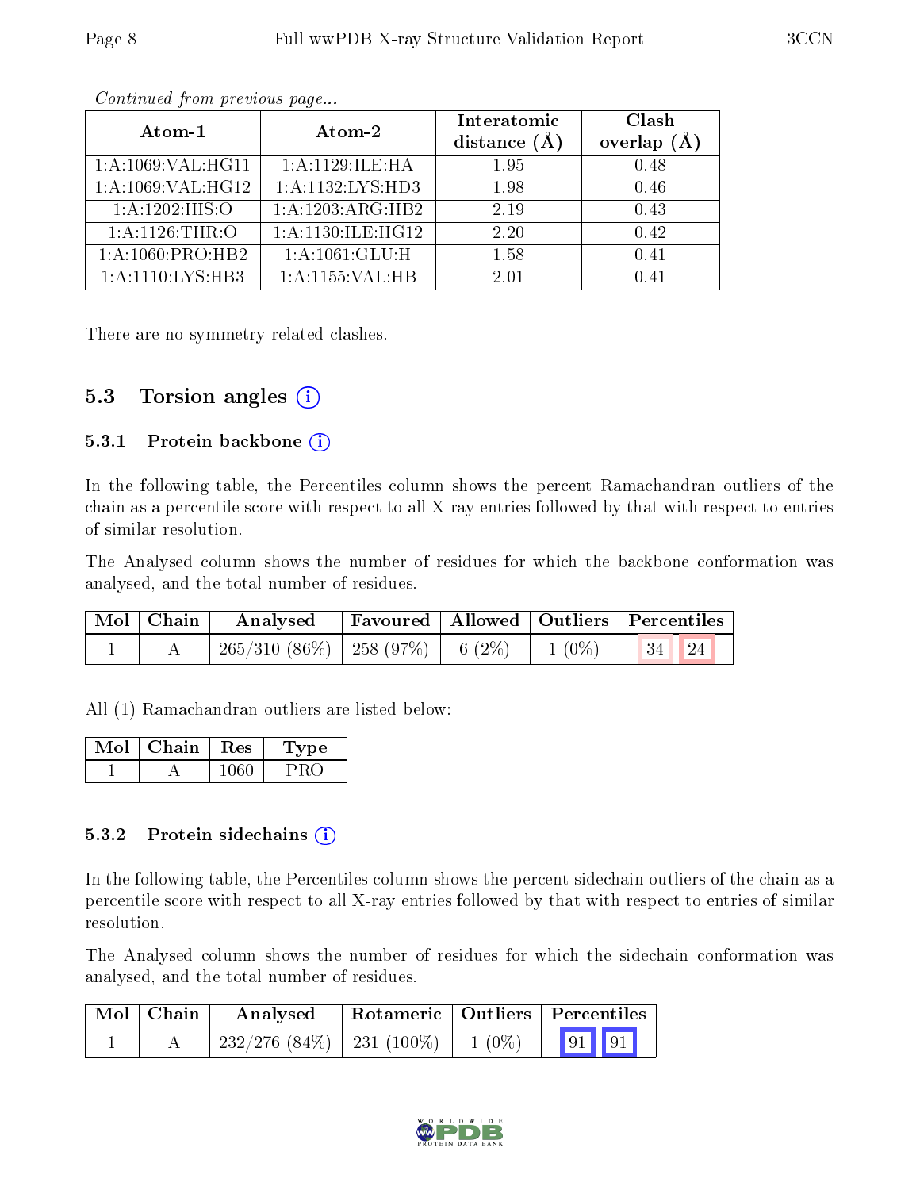*Continued from previous page...*

| Atom-1 | Atom-2 | Interatomic distance (Å) | Clash overlap (Å) |
|---|---|---|---|
| 1:A:1069:VAL:HG11 | 1:A:1129:ILE:HA | 1.95 | 0.48 |
| 1:A:1069:VAL:HG12 | 1:A:1132:LYS:HD3 | 1.98 | 0.46 |
| 1:A:1202:HIS:O | 1:A:1203:ARG:HB2 | 2.19 | 0.43 |
| 1:A:1126:THR:O | 1:A:1130:ILE:HG12 | 2.20 | 0.42 |
| 1:A:1060:PRO:HB2 | 1:A:1061:GLU:H | 1.58 | 0.41 |
| 1:A:1110:LYS:HB3 | 1:A:1155:VAL:HB | 2.01 | 0.41 |

There are no symmetry-related clashes.

## 5.3 Torsion angles

### 5.3.1 Protein backbone

In the following table, the Percentiles column shows the percent Ramachandran outliers of the chain as a percentile score with respect to all X-ray entries followed by that with respect to entries of similar resolution.

The Analysed column shows the number of residues for which the backbone conformation was analysed, and the total number of residues.

| Mol | Chain | Analysed | Favoured | Allowed | Outliers | Percentiles | |
|---|---|---|---|---|---|---|---|
| 1 | A | 265/310 (86%) | 258 (97%) | 6 (2%) | 1 (0%) | 34 | 24 |

All (1) Ramachandran outliers are listed below:

| Mol | Chain | Res | Type |
|---|---|---|---|
| 1 | A | 1060 | PRO |

### 5.3.2 Protein sidechains

In the following table, the Percentiles column shows the percent sidechain outliers of the chain as a percentile score with respect to all X-ray entries followed by that with respect to entries of similar resolution.

The Analysed column shows the number of residues for which the sidechain conformation was analysed, and the total number of residues.

| Mol | Chain | Analysed | Rotameric | Outliers | Percentiles | |
|---|---|---|---|---|---|---|
| 1 | A | 232/276 (84%) | 231 (100%) | 1 (0%) | 91 | 91 |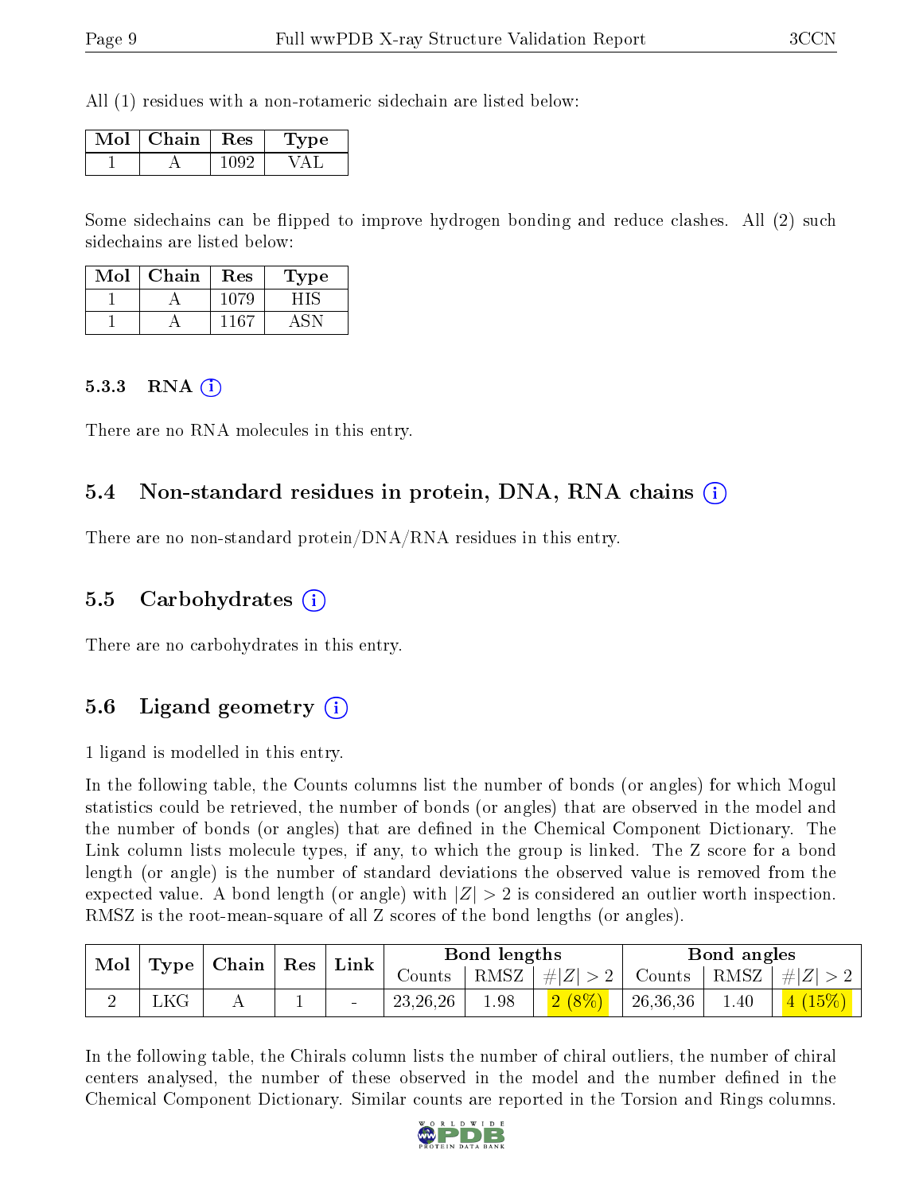All (1) residues with a non-rotameric sidechain are listed below:

| Mol | Chain | Res | Type |
|---|---|---|---|
| 1 | A | 1092 | VAL |

Some sidechains can be flipped to improve hydrogen bonding and reduce clashes. All (2) such sidechains are listed below:

| Mol | Chain | Res | Type |
|---|---|---|---|
| 1 | A | 1079 | HIS |
| 1 | A | 1167 | ASN |

#### 5.3.3 RNA (i)

There are no RNA molecules in this entry.

### 5.4 Non-standard residues in protein, DNA, RNA chains (i)

There are no non-standard protein/DNA/RNA residues in this entry.

### 5.5 Carbohydrates (i)

There are no carbohydrates in this entry.

### 5.6 Ligand geometry (i)

1 ligand is modelled in this entry.

In the following table, the Counts columns list the number of bonds (or angles) for which Mogul statistics could be retrieved, the number of bonds (or angles) that are observed in the model and the number of bonds (or angles) that are defined in the Chemical Component Dictionary. The Link column lists molecule types, if any, to which the group is linked. The Z score for a bond length (or angle) is the number of standard deviations the observed value is removed from the expected value. A bond length (or angle) with $|Z| > 2$ is considered an outlier worth inspection. RMSZ is the root-mean-square of all Z scores of the bond lengths (or angles).

| Mol | Type | Chain | Res | Link | Bond lengths | | | Bond angles | | |
|---|---|---|---|---|---|---|---|---|---|---|
| | | | | | Counts | RMSZ | $\#\|Z\| > 2$ | Counts | RMSZ | $\#\|Z\| > 2$ |
| 2 | LKG | A | 1 | - | 23,26,26 | 1.98 | 2 (8%) | 26,36,36 | 1.40 | 4 (15%) |

In the following table, the Chirals column lists the number of chiral outliers, the number of chiral centers analysed, the number of these observed in the model and the number defined in the Chemical Component Dictionary. Similar counts are reported in the Torsion and Rings columns.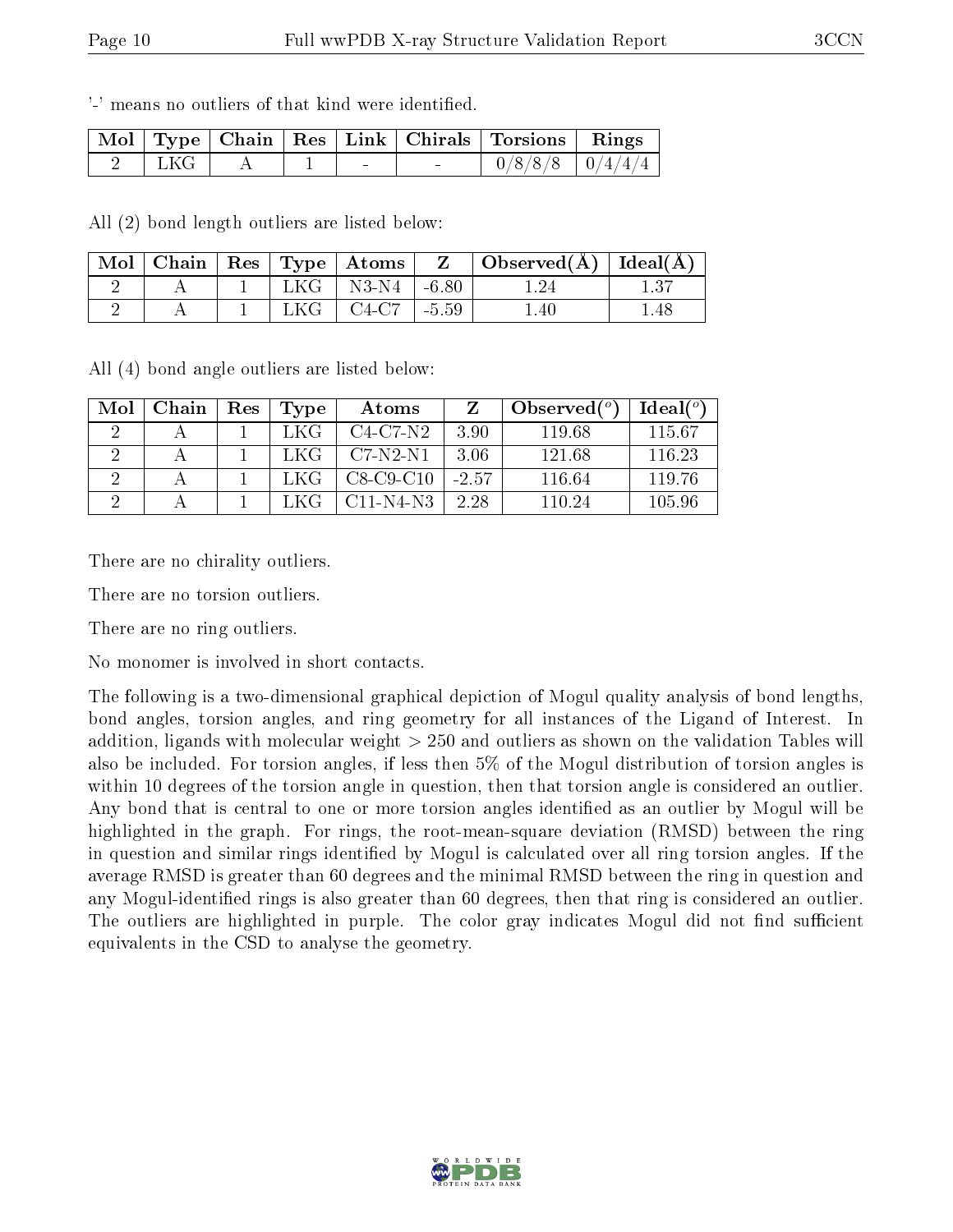'-' means no outliers of that kind were identified.

| Mol | Type | Chain | Res | Link | Chirals | Torsions | Rings |
|---|---|---|---|---|---|---|---|
| 2 | LKG | A | 1 | - | - | 0/8/8/8 | 0/4/4/4 |

All (2) bond length outliers are listed below:

| Mol | Chain | Res | Type | Atoms | Z | Observed(Å) | Ideal(Å) |
|---|---|---|---|---|---|---|---|
| 2 | A | 1 | LKG | N3-N4 | -6.80 | 1.24 | 1.37 |
| 2 | A | 1 | LKG | C4-C7 | -5.59 | 1.40 | 1.48 |

All (4) bond angle outliers are listed below:

| Mol | Chain | Res | Type | Atoms | Z | Observed(°) | Ideal(°) |
|---|---|---|---|---|---|---|---|
| 2 | A | 1 | LKG | C4-C7-N2 | 3.90 | 119.68 | 115.67 |
| 2 | A | 1 | LKG | C7-N2-N1 | 3.06 | 121.68 | 116.23 |
| 2 | A | 1 | LKG | C8-C9-C10 | -2.57 | 116.64 | 119.76 |
| 2 | A | 1 | LKG | C11-N4-N3 | 2.28 | 110.24 | 105.96 |

There are no chirality outliers.

There are no torsion outliers.

There are no ring outliers.

No monomer is involved in short contacts.

The following is a two-dimensional graphical depiction of Mogul quality analysis of bond lengths, bond angles, torsion angles, and ring geometry for all instances of the Ligand of Interest. In addition, ligands with molecular weight > 250 and outliers as shown on the validation Tables will also be included. For torsion angles, if less then 5% of the Mogul distribution of torsion angles is within 10 degrees of the torsion angle in question, then that torsion angle is considered an outlier. Any bond that is central to one or more torsion angles identified as an outlier by Mogul will be highlighted in the graph. For rings, the root-mean-square deviation (RMSD) between the ring in question and similar rings identified by Mogul is calculated over all ring torsion angles. If the average RMSD is greater than 60 degrees and the minimal RMSD between the ring in question and any Mogul-identified rings is also greater than 60 degrees, then that ring is considered an outlier. The outliers are highlighted in purple. The color gray indicates Mogul did not find sufficient equivalents in the CSD to analyse the geometry.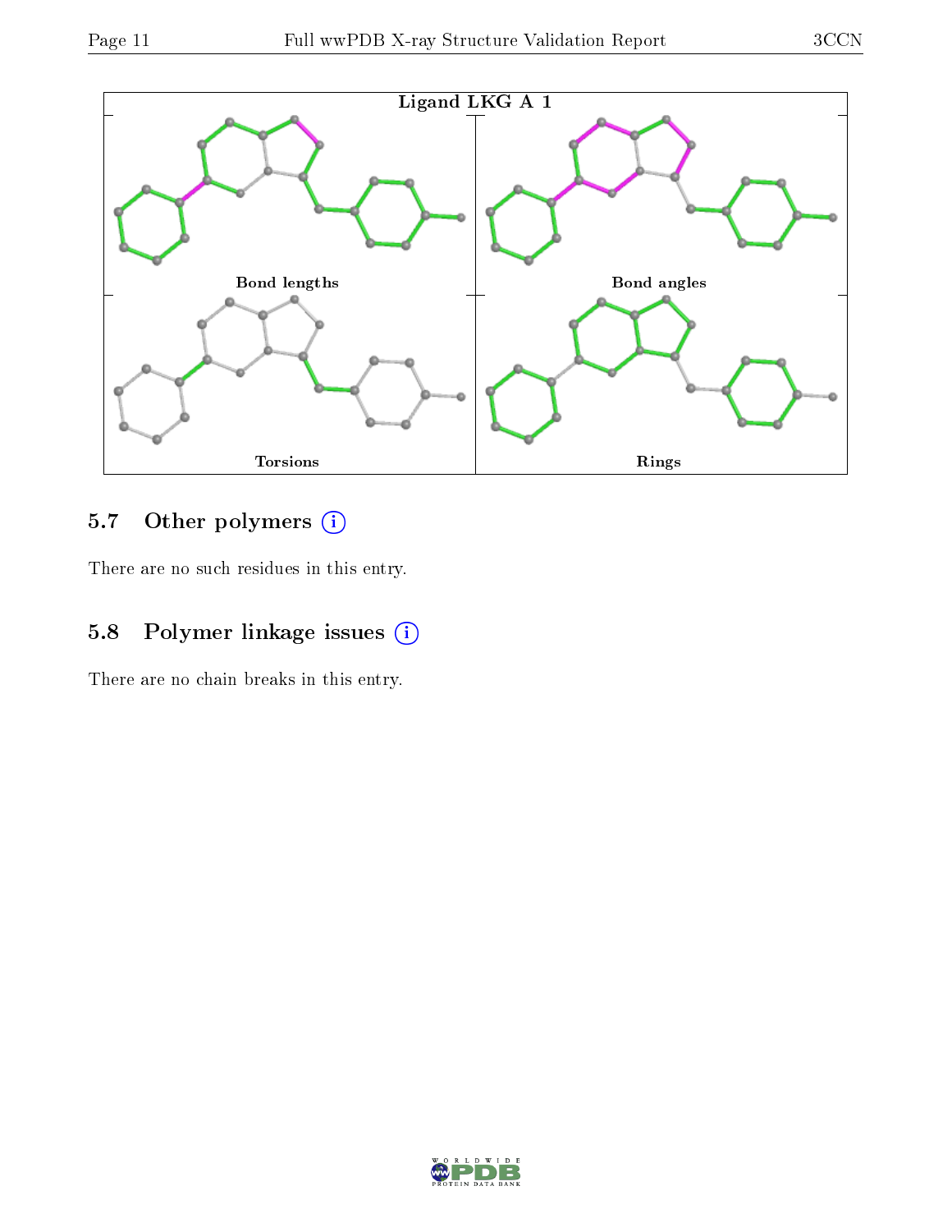**Ligand LKG A 1**

Bond lengths

Bond angles

Torsions

Rings

## 5.7 Other polymers

There are no such residues in this entry.

## 5.8 Polymer linkage issues

There are no chain breaks in this entry.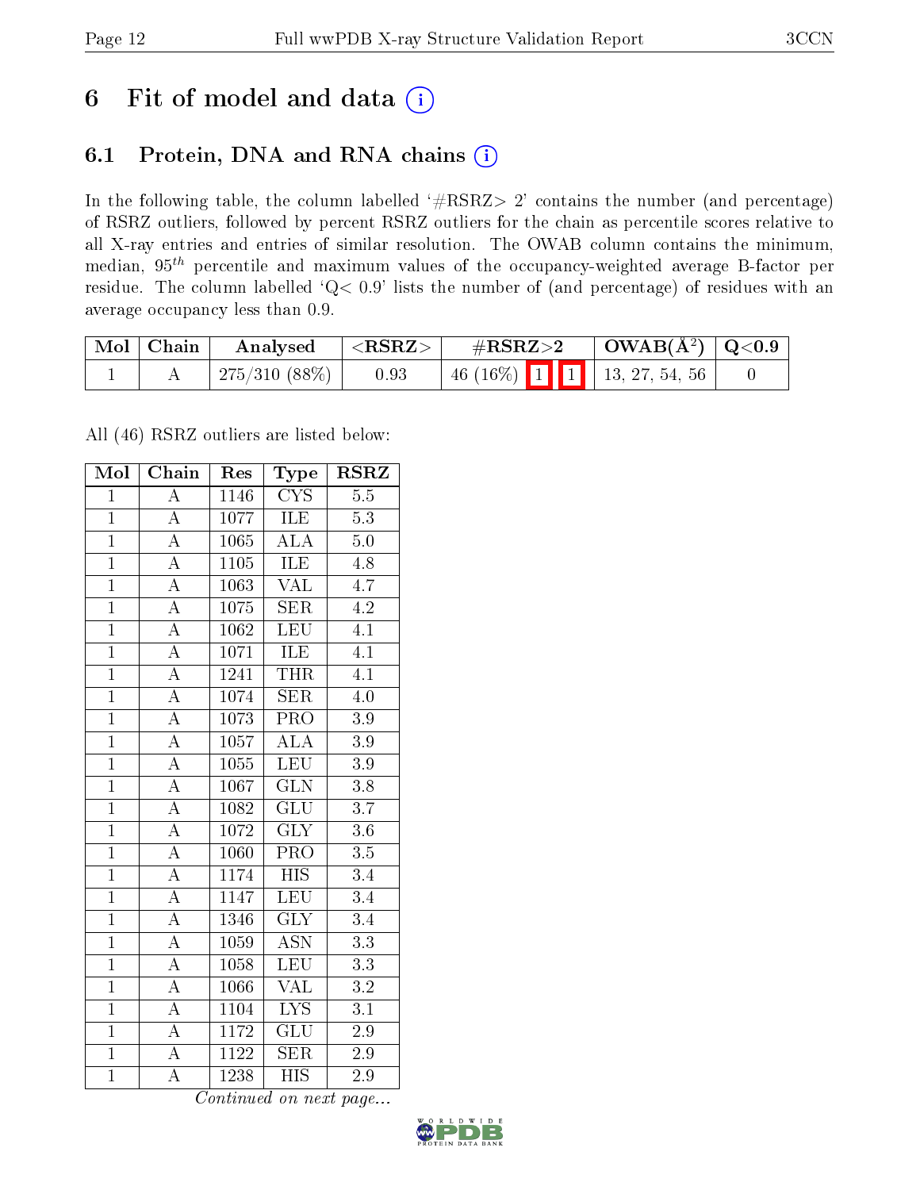# 6 Fit of model and data

## 6.1 Protein, DNA and RNA chains

In the following table, the column labelled '#RSRZ> 2' contains the number (and percentage) of RSRZ outliers, followed by percent RSRZ outliers for the chain as percentile scores relative to all X-ray entries and entries of similar resolution. The OWAB column contains the minimum, median, $95^{th}$ percentile and maximum values of the occupancy-weighted average B-factor per residue. The column labelled 'Q< 0.9' lists the number of (and percentage) of residues with an average occupancy less than 0.9.

| Mol | Chain | Analysed | <RSRZ> | #RSRZ>2 | OWAB(Å$^2$) | Q<0.9 |
|---|---|---|---|---|---|---|
| 1 | A | 275/310 (88%) | 0.93 | 46 (16%) 1 1 | 13, 27, 54, 56 | 0 |

All (46) RSRZ outliers are listed below:

| Mol | Chain | Res | Type | RSRZ |
|---|---|---|---|---|
| 1 | A | 1146 | CYS | 5.5 |
| 1 | A | 1077 | ILE | 5.3 |
| 1 | A | 1065 | ALA | 5.0 |
| 1 | A | 1105 | ILE | 4.8 |
| 1 | A | 1063 | VAL | 4.7 |
| 1 | A | 1075 | SER | 4.2 |
| 1 | A | 1062 | LEU | 4.1 |
| 1 | A | 1071 | ILE | 4.1 |
| 1 | A | 1241 | THR | 4.1 |
| 1 | A | 1074 | SER | 4.0 |
| 1 | A | 1073 | PRO | 3.9 |
| 1 | A | 1057 | ALA | 3.9 |
| 1 | A | 1055 | LEU | 3.9 |
| 1 | A | 1067 | GLN | 3.8 |
| 1 | A | 1082 | GLU | 3.7 |
| 1 | A | 1072 | GLY | 3.6 |
| 1 | A | 1060 | PRO | 3.5 |
| 1 | A | 1174 | HIS | 3.4 |
| 1 | A | 1147 | LEU | 3.4 |
| 1 | A | 1346 | GLY | 3.4 |
| 1 | A | 1059 | ASN | 3.3 |
| 1 | A | 1058 | LEU | 3.3 |
| 1 | A | 1066 | VAL | 3.2 |
| 1 | A | 1104 | LYS | 3.1 |
| 1 | A | 1172 | GLU | 2.9 |
| 1 | A | 1122 | SER | 2.9 |
| 1 | A | 1238 | HIS | 2.9 |

*Continued on next page...*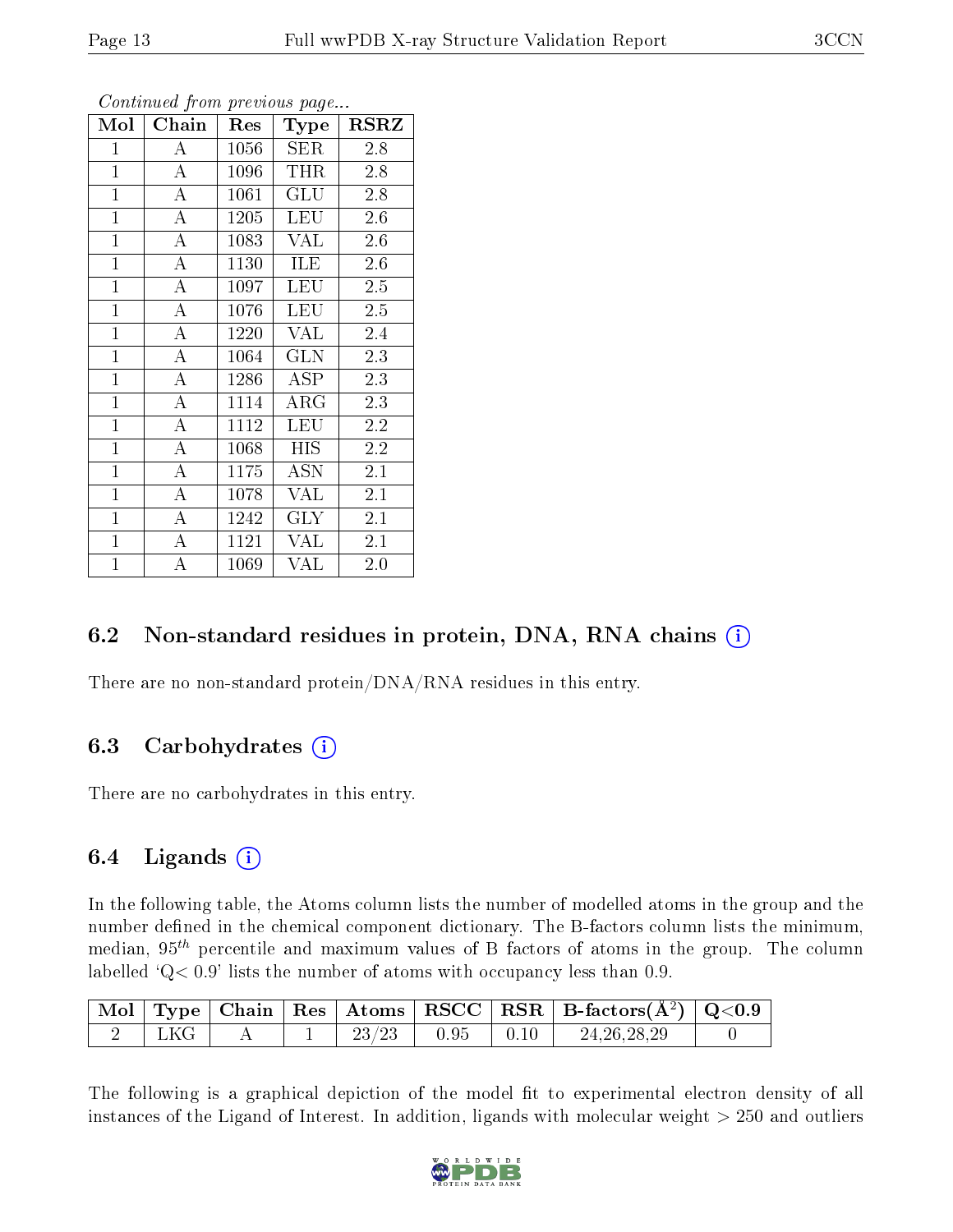*Continued from previous page...*

| Mol | Chain | Res | Type | RSRZ |
|---|---|---|---|---|
| 1 | A | 1056 | SER | 2.8 |
| 1 | A | 1096 | THR | 2.8 |
| 1 | A | 1061 | GLU | 2.8 |
| 1 | A | 1205 | LEU | 2.6 |
| 1 | A | 1083 | VAL | 2.6 |
| 1 | A | 1130 | ILE | 2.6 |
| 1 | A | 1097 | LEU | 2.5 |
| 1 | A | 1076 | LEU | 2.5 |
| 1 | A | 1220 | VAL | 2.4 |
| 1 | A | 1064 | GLN | 2.3 |
| 1 | A | 1286 | ASP | 2.3 |
| 1 | A | 1114 | ARG | 2.3 |
| 1 | A | 1112 | LEU | 2.2 |
| 1 | A | 1068 | HIS | 2.2 |
| 1 | A | 1175 | ASN | 2.1 |
| 1 | A | 1078 | VAL | 2.1 |
| 1 | A | 1242 | GLY | 2.1 |
| 1 | A | 1121 | VAL | 2.1 |
| 1 | A | 1069 | VAL | 2.0 |

## 6.2 Non-standard residues in protein, DNA, RNA chains (i)

There are no non-standard protein/DNA/RNA residues in this entry.

## 6.3 Carbohydrates (i)

There are no carbohydrates in this entry.

## 6.4 Ligands (i)

In the following table, the Atoms column lists the number of modelled atoms in the group and the number defined in the chemical component dictionary. The B-factors column lists the minimum, median, $95^{th}$ percentile and maximum values of B factors of atoms in the group. The column labelled 'Q< 0.9' lists the number of atoms with occupancy less than 0.9.

| Mol | Type | Chain | Res | Atoms | RSCC | RSR | B-factors(Å$^2$) | Q<0.9 |
|---|---|---|---|---|---|---|---|---|
| 2 | LKG | A | 1 | 23/23 | 0.95 | 0.10 | 24,26,28,29 | 0 |

The following is a graphical depiction of the model fit to experimental electron density of all instances of the Ligand of Interest. In addition, ligands with molecular weight > 250 and outliers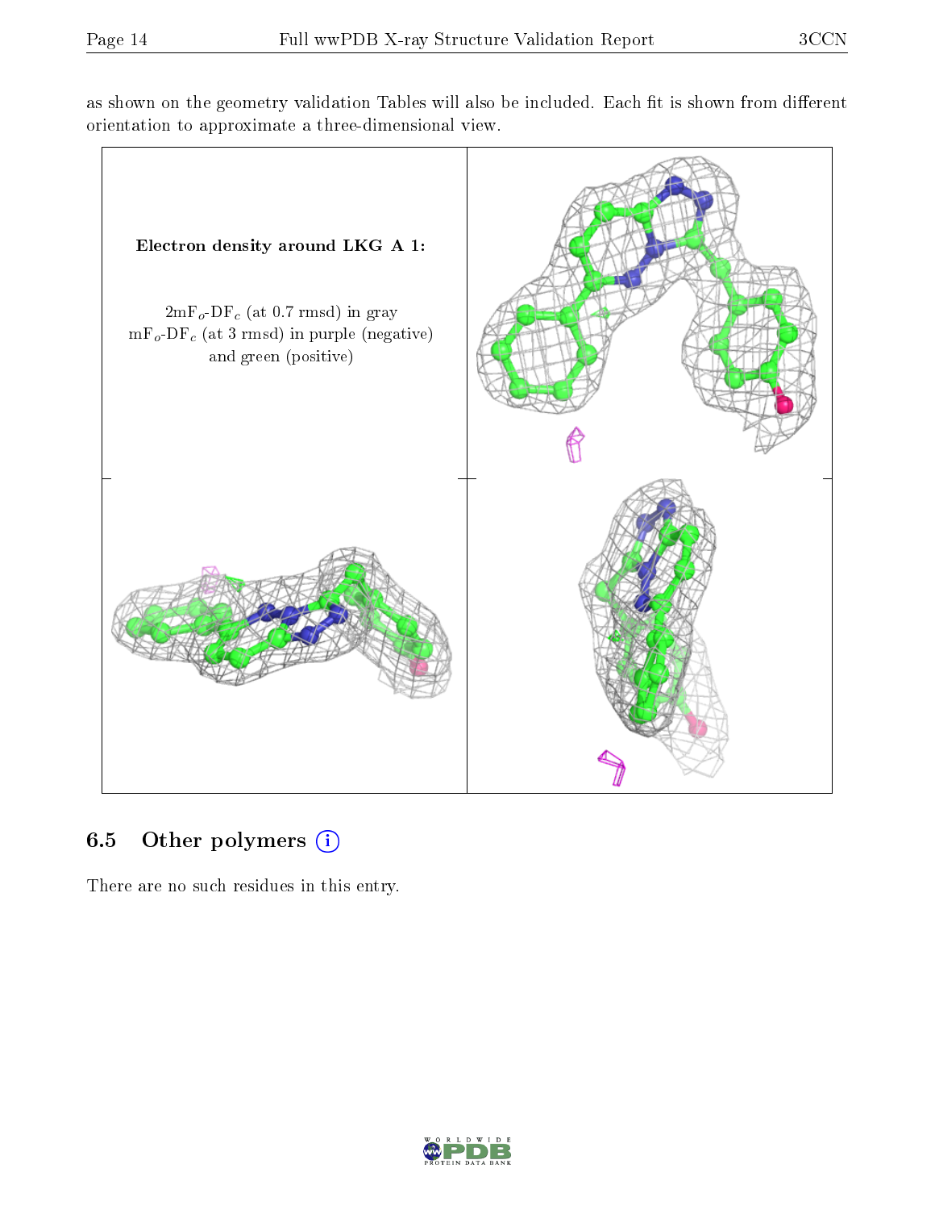as shown on the geometry validation Tables will also be included. Each fit is shown from different orientation to approximate a three-dimensional view.

**Electron density around LKG A 1:**

$2mF_o$-$DF_c$ (at 0.7 rmsd) in gray
$mF_o$-$DF_c$ (at 3 rmsd) in purple (negative) and green (positive)

## 6.5 Other polymers

There are no such residues in this entry.